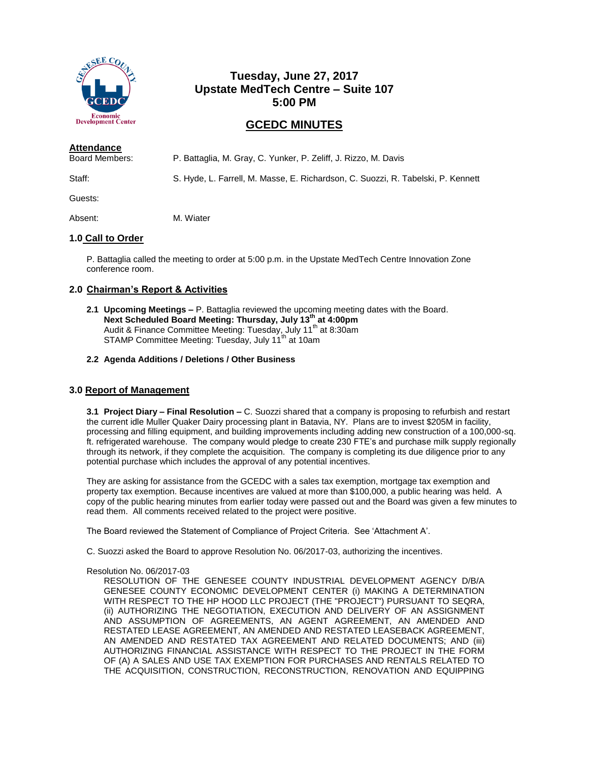# Tuesday, June 27, 2017
# Upstate MedTech Centre – Suite 107
# 5:00 PM

## GCEDC MINUTES

**Attendance**

Board Members: P. Battaglia, M. Gray, C. Yunker, P. Zeliff, J. Rizzo, M. Davis

Staff: S. Hyde, L. Farrell, M. Masse, E. Richardson, C. Suozzi, R. Tabelski, P. Kennett

Guests:

Absent: M. Wiater

### 1.0 Call to Order

P. Battaglia called the meeting to order at 5:00 p.m. in the Upstate MedTech Centre Innovation Zone conference room.

### 2.0 Chairman's Report & Activities

**2.1 Upcoming Meetings –** P. Battaglia reviewed the upcoming meeting dates with the Board.
**Next Scheduled Board Meeting: Thursday, July 13th at 4:00pm**
Audit & Finance Committee Meeting: Tuesday, July 11th at 8:30am
STAMP Committee Meeting: Tuesday, July 11th at 10am

**2.2 Agenda Additions / Deletions / Other Business**

### 3.0 Report of Management

**3.1 Project Diary – Final Resolution –** C. Suozzi shared that a company is proposing to refurbish and restart the current idle Muller Quaker Dairy processing plant in Batavia, NY. Plans are to invest $205M in facility, processing and filling equipment, and building improvements including adding new construction of a 100,000-sq. ft. refrigerated warehouse. The company would pledge to create 230 FTE's and purchase milk supply regionally through its network, if they complete the acquisition. The company is completing its due diligence prior to any potential purchase which includes the approval of any potential incentives.

They are asking for assistance from the GCEDC with a sales tax exemption, mortgage tax exemption and property tax exemption. Because incentives are valued at more than $100,000, a public hearing was held. A copy of the public hearing minutes from earlier today were passed out and the Board was given a few minutes to read them. All comments received related to the project were positive.

The Board reviewed the Statement of Compliance of Project Criteria. See 'Attachment A'.

C. Suozzi asked the Board to approve Resolution No. 06/2017-03, authorizing the incentives.

Resolution No. 06/2017-03

RESOLUTION OF THE GENESEE COUNTY INDUSTRIAL DEVELOPMENT AGENCY D/B/A GENESEE COUNTY ECONOMIC DEVELOPMENT CENTER (i) MAKING A DETERMINATION WITH RESPECT TO THE HP HOOD LLC PROJECT (THE "PROJECT") PURSUANT TO SEQRA, (ii) AUTHORIZING THE NEGOTIATION, EXECUTION AND DELIVERY OF AN ASSIGNMENT AND ASSUMPTION OF AGREEMENTS, AN AGENT AGREEMENT, AN AMENDED AND RESTATED LEASE AGREEMENT, AN AMENDED AND RESTATED LEASEBACK AGREEMENT, AN AMENDED AND RESTATED TAX AGREEMENT AND RELATED DOCUMENTS; AND (iii) AUTHORIZING FINANCIAL ASSISTANCE WITH RESPECT TO THE PROJECT IN THE FORM OF (A) A SALES AND USE TAX EXEMPTION FOR PURCHASES AND RENTALS RELATED TO THE ACQUISITION, CONSTRUCTION, RECONSTRUCTION, RENOVATION AND EQUIPPING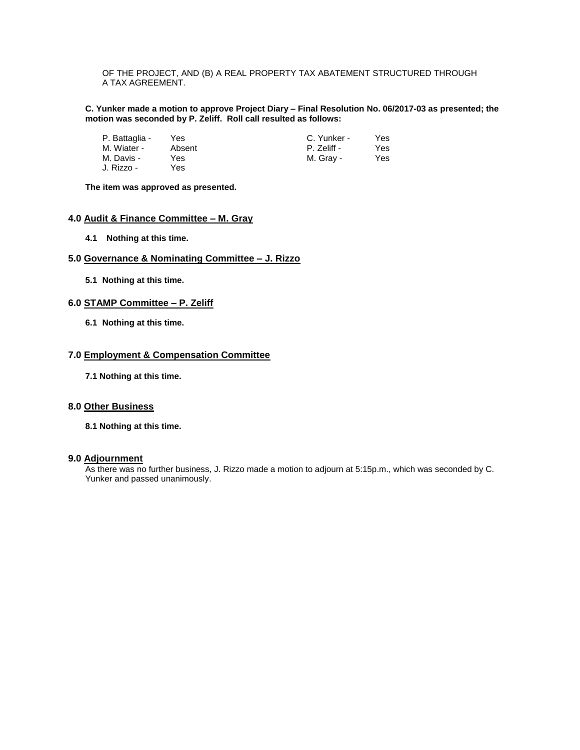OF THE PROJECT, AND (B) A REAL PROPERTY TAX ABATEMENT STRUCTURED THROUGH A TAX AGREEMENT.

**C. Yunker made a motion to approve Project Diary – Final Resolution No. 06/2017-03 as presented; the motion was seconded by P. Zeliff. Roll call resulted as follows:**

| | | | |
|---|---|---|---|
| P. Battaglia - | Yes | C. Yunker - | Yes |
| M. Wiater - | Absent | P. Zeliff - | Yes |
| M. Davis - | Yes | M. Gray - | Yes |
| J. Rizzo - | Yes | | |

**The item was approved as presented.**

## 4.0 Audit & Finance Committee – M. Gray

**4.1 Nothing at this time.**

## 5.0 Governance & Nominating Committee – J. Rizzo

**5.1 Nothing at this time.**

## 6.0 STAMP Committee – P. Zeliff

**6.1 Nothing at this time.**

## 7.0 Employment & Compensation Committee

**7.1 Nothing at this time.**

## 8.0 Other Business

**8.1 Nothing at this time.**

## 9.0 Adjournment

As there was no further business, J. Rizzo made a motion to adjourn at 5:15p.m., which was seconded by C. Yunker and passed unanimously.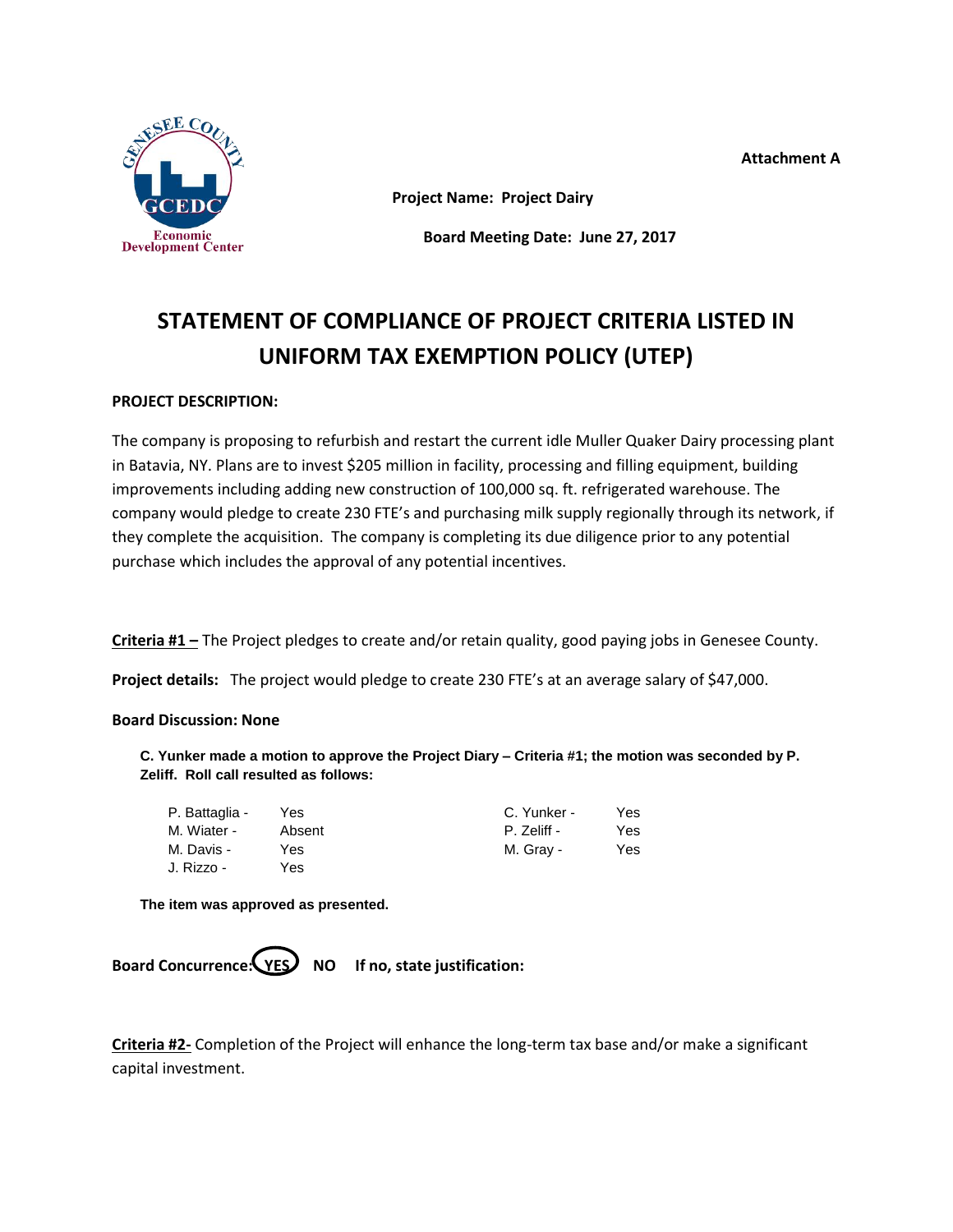Attachment A

**Project Name: Project Dairy**

**Board Meeting Date: June 27, 2017**

# STATEMENT OF COMPLIANCE OF PROJECT CRITERIA LISTED IN UNIFORM TAX EXEMPTION POLICY (UTEP)

**PROJECT DESCRIPTION:**

The company is proposing to refurbish and restart the current idle Muller Quaker Dairy processing plant in Batavia, NY. Plans are to invest $205 million in facility, processing and filling equipment, building improvements including adding new construction of 100,000 sq. ft. refrigerated warehouse. The company would pledge to create 230 FTE's and purchasing milk supply regionally through its network, if they complete the acquisition. The company is completing its due diligence prior to any potential purchase which includes the approval of any potential incentives.

**Criteria #1 –** The Project pledges to create and/or retain quality, good paying jobs in Genesee County.

**Project details:** The project would pledge to create 230 FTE's at an average salary of $47,000.

**Board Discussion: None**

**C. Yunker made a motion to approve the Project Diary – Criteria #1; the motion was seconded by P. Zeliff. Roll call resulted as follows:**

| | | | |
|---|---|---|---|
| P. Battaglia - | Yes | C. Yunker - | Yes |
| M. Wiater - | Absent | P. Zeliff - | Yes |
| M. Davis - | Yes | M. Gray - | Yes |
| J. Rizzo - | Yes | | |

**The item was approved as presented.**

**Board Concurrence: YES (circled) NO If no, state justification:**

**Criteria #2-** Completion of the Project will enhance the long-term tax base and/or make a significant capital investment.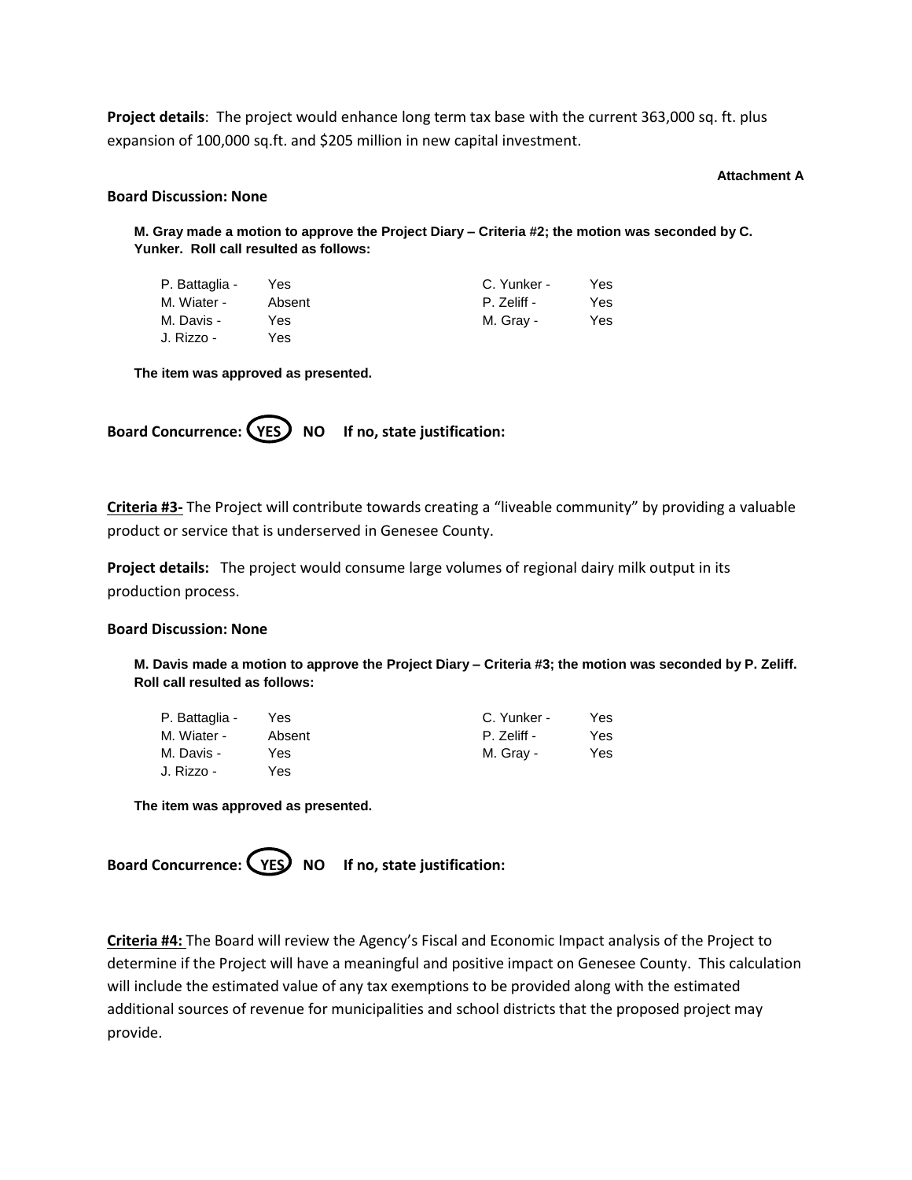**Project details**: The project would enhance long term tax base with the current 363,000 sq. ft. plus expansion of 100,000 sq.ft. and $205 million in new capital investment.

**Attachment A**

**Board Discussion: None**

**M. Gray made a motion to approve the Project Diary – Criteria #2; the motion was seconded by C. Yunker. Roll call resulted as follows:**

| | | | |
|---|---|---|---|
| P. Battaglia - | Yes | C. Yunker - | Yes |
| M. Wiater - | Absent | P. Zeliff - | Yes |
| M. Davis - | Yes | M. Gray - | Yes |
| J. Rizzo - | Yes | | |

**The item was approved as presented.**

**Board Concurrence: (YES) NO If no, state justification:**

**Criteria #3-** The Project will contribute towards creating a "liveable community" by providing a valuable product or service that is underserved in Genesee County.

**Project details:** The project would consume large volumes of regional dairy milk output in its production process.

**Board Discussion: None**

**M. Davis made a motion to approve the Project Diary – Criteria #3; the motion was seconded by P. Zeliff. Roll call resulted as follows:**

| | | | |
|---|---|---|---|
| P. Battaglia - | Yes | C. Yunker - | Yes |
| M. Wiater - | Absent | P. Zeliff - | Yes |
| M. Davis - | Yes | M. Gray - | Yes |
| J. Rizzo - | Yes | | |

**The item was approved as presented.**

**Board Concurrence: (YES) NO If no, state justification:**

**Criteria #4:** The Board will review the Agency's Fiscal and Economic Impact analysis of the Project to determine if the Project will have a meaningful and positive impact on Genesee County. This calculation will include the estimated value of any tax exemptions to be provided along with the estimated additional sources of revenue for municipalities and school districts that the proposed project may provide.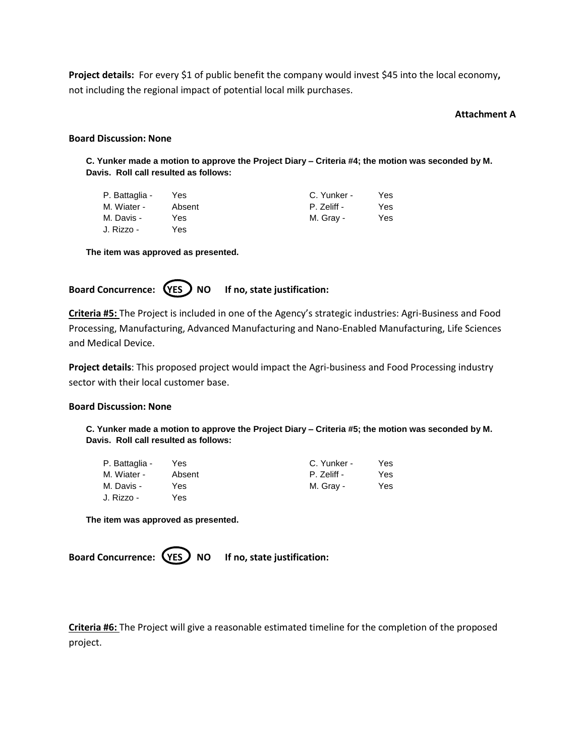**Project details:** For every $1 of public benefit the company would invest $45 into the local economy**,** not including the regional impact of potential local milk purchases.

**Attachment A**

**Board Discussion: None**

**C. Yunker made a motion to approve the Project Diary – Criteria #4; the motion was seconded by M. Davis. Roll call resulted as follows:**

| | | | |
|---|---|---|---|
| P. Battaglia - | Yes | C. Yunker - | Yes |
| M. Wiater - | Absent | P. Zeliff - | Yes |
| M. Davis - | Yes | M. Gray - | Yes |
| J. Rizzo - | Yes | | |

**The item was approved as presented.**

**Board Concurrence: (YES) NO If no, state justification:**

**Criteria #5:** The Project is included in one of the Agency's strategic industries: Agri-Business and Food Processing, Manufacturing, Advanced Manufacturing and Nano-Enabled Manufacturing, Life Sciences and Medical Device.

**Project details**: This proposed project would impact the Agri-business and Food Processing industry sector with their local customer base.

**Board Discussion: None**

**C. Yunker made a motion to approve the Project Diary – Criteria #5; the motion was seconded by M. Davis. Roll call resulted as follows:**

| | | | |
|---|---|---|---|
| P. Battaglia - | Yes | C. Yunker - | Yes |
| M. Wiater - | Absent | P. Zeliff - | Yes |
| M. Davis - | Yes | M. Gray - | Yes |
| J. Rizzo - | Yes | | |

**The item was approved as presented.**

**Board Concurrence: (YES) NO If no, state justification:**

**Criteria #6:** The Project will give a reasonable estimated timeline for the completion of the proposed project.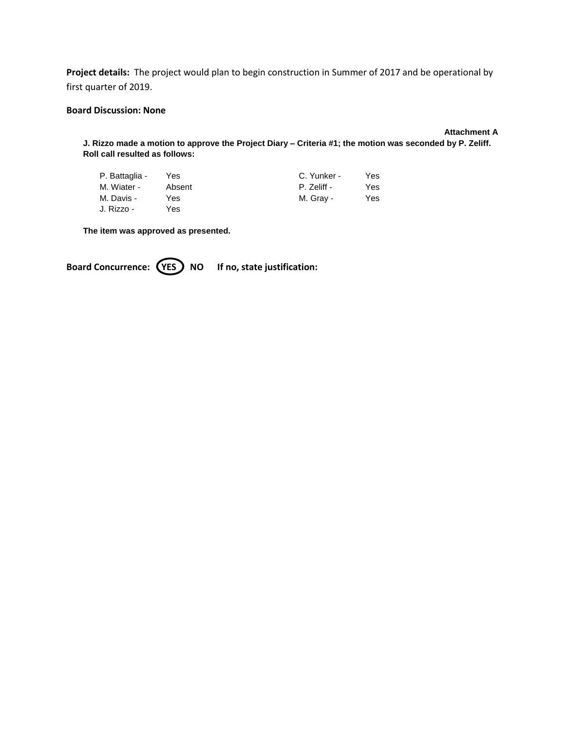**Project details:** The project would plan to begin construction in Summer of 2017 and be operational by first quarter of 2019.

**Board Discussion: None**

**Attachment A**

**J. Rizzo made a motion to approve the Project Diary – Criteria #1; the motion was seconded by P. Zeliff. Roll call resulted as follows:**

| | | | |
|---|---|---|---|
| P. Battaglia - | Yes | C. Yunker - | Yes |
| M. Wiater - | Absent | P. Zeliff - | Yes |
| M. Davis - | Yes | M. Gray - | Yes |
| J. Rizzo - | Yes | | |

**The item was approved as presented.**

**Board Concurrence: (YES) NO If no, state justification:**